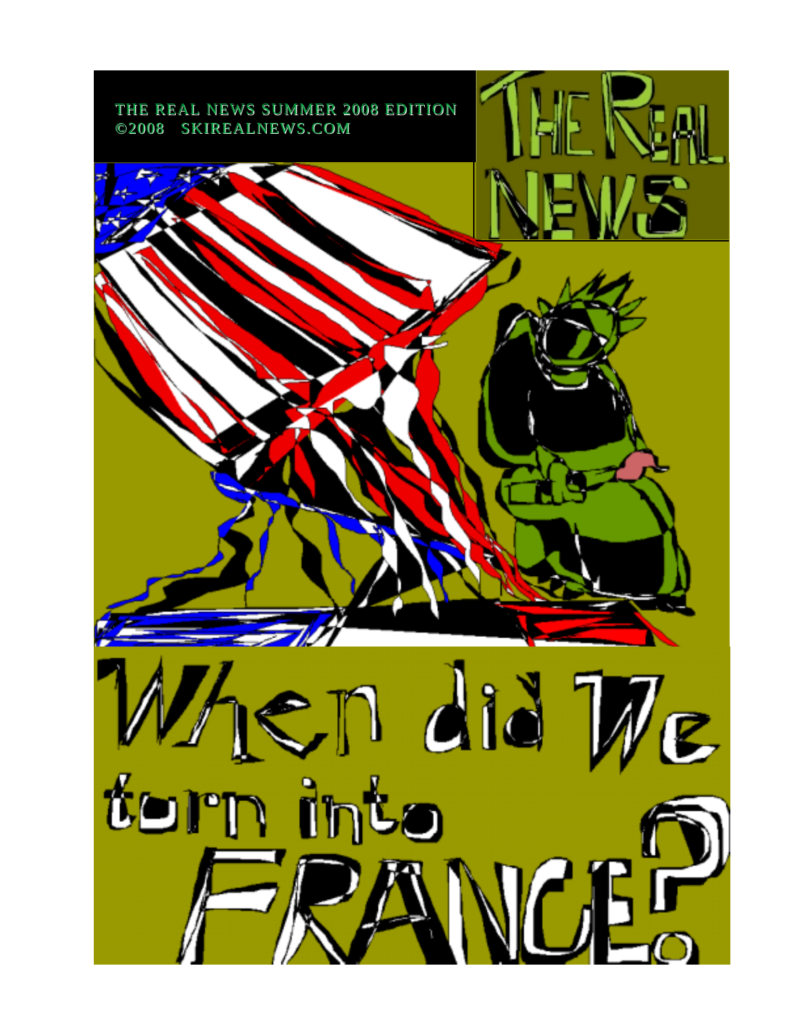THE REAL NEWS SUMMER 2008 EDITION
©2008 SKIREALNEWS.COM

# THE REAL NEWS

# When did We turn into FRANCE?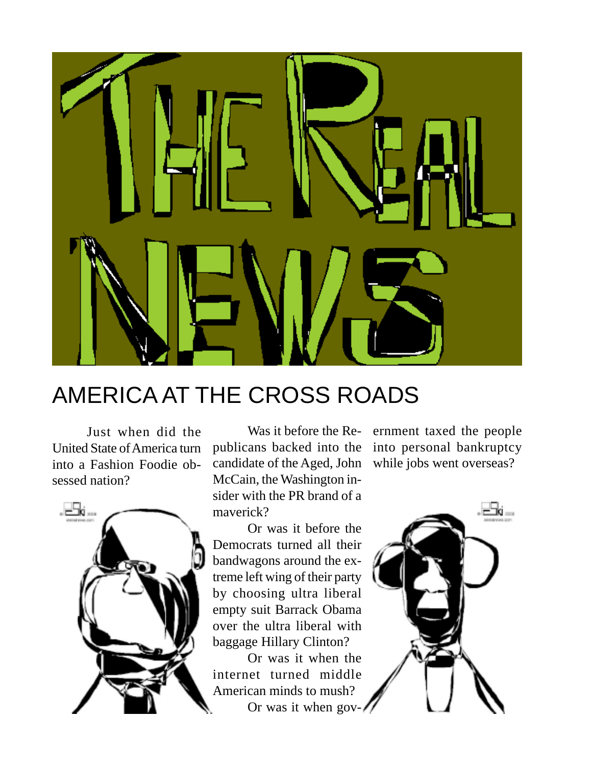# THE REAL NEWS

## AMERICA AT THE CROSS ROADS

Just when did the United State of America turn into a Fashion Foodie obsessed nation?

Was it before the Republicans backed into the candidate of the Aged, John McCain, the Washington insider with the PR brand of a maverick?

Or was it before the Democrats turned all their bandwagons around the extreme left wing of their party by choosing ultra liberal empty suit Barrack Obama over the ultra liberal with baggage Hillary Clinton?

Or was it when the internet turned middle American minds to mush?

Or was it when government taxed the people into personal bankruptcy while jobs went overseas?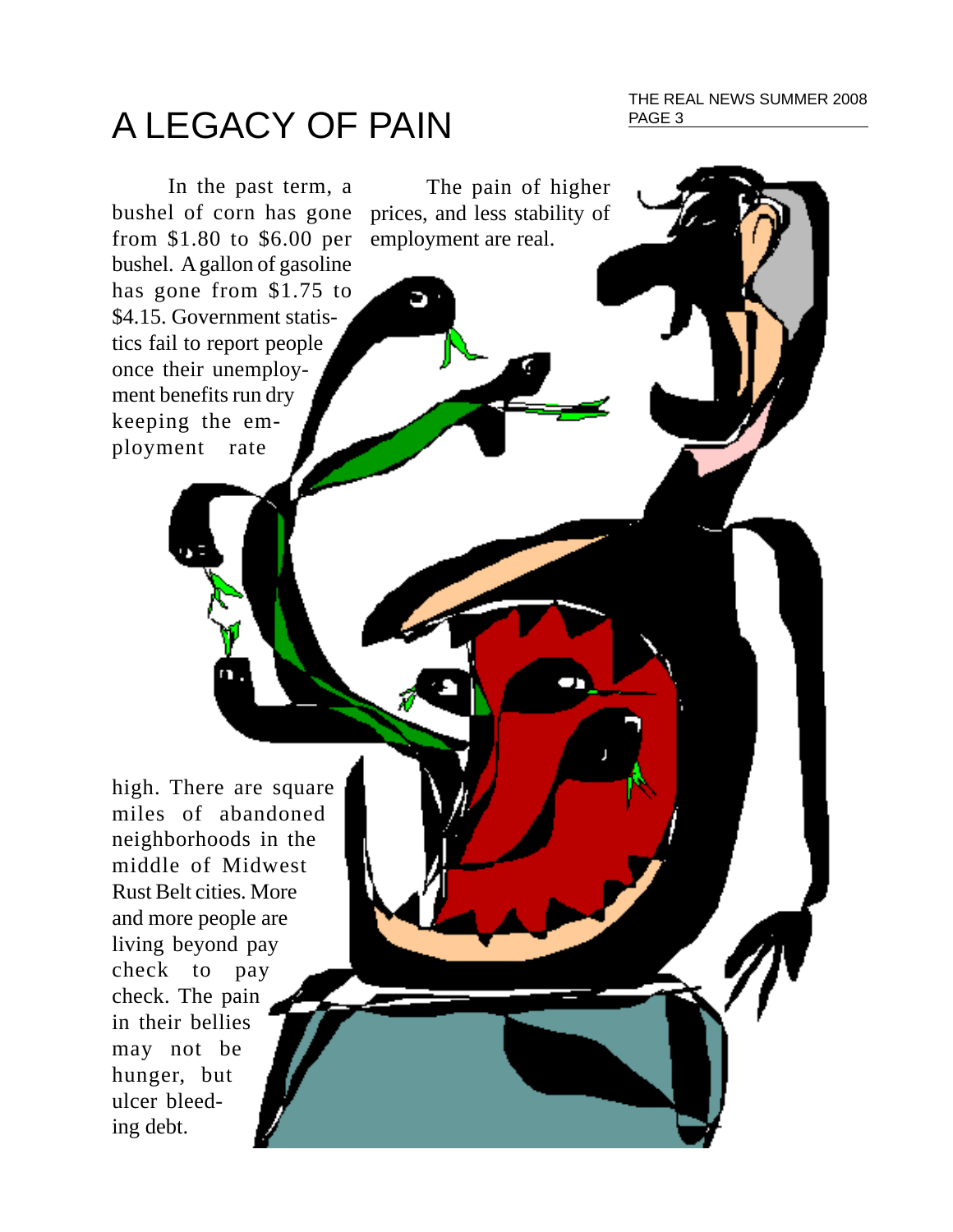# A LEGACY OF PAIN

In the past term, a bushel of corn has gone from $1.80 to $6.00 per bushel. A gallon of gasoline has gone from $1.75 to $4.15. Government statistics fail to report people once their unemployment benefits run dry keeping the employment rate high. There are square miles of abandoned neighborhoods in the middle of Midwest Rust Belt cities. More and more people are living beyond pay check to pay check. The pain in their bellies may not be hunger, but ulcer bleeding debt.

The pain of higher prices, and less stability of employment are real.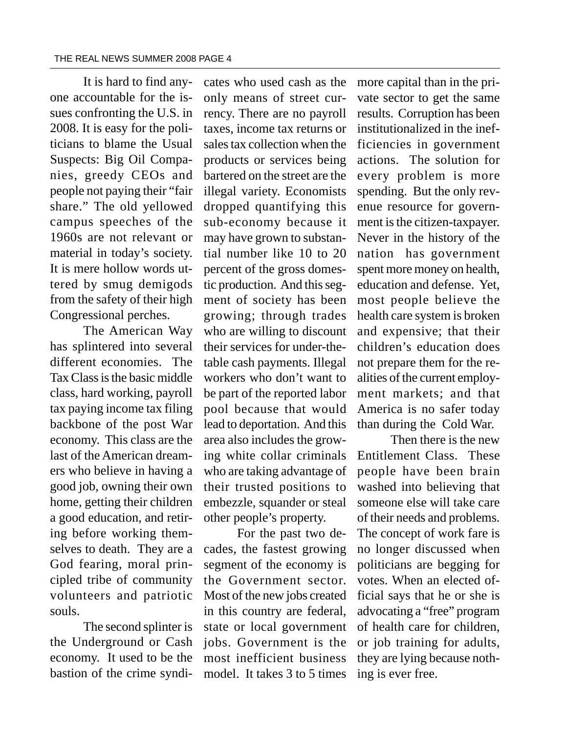It is hard to find anyone accountable for the issues confronting the U.S. in 2008. It is easy for the politicians to blame the Usual Suspects: Big Oil Companies, greedy CEOs and people not paying their "fair share." The old yellowed campus speeches of the 1960s are not relevant or material in today's society. It is mere hollow words uttered by smug demigods from the safety of their high Congressional perches.

The American Way has splintered into several different economies. The Tax Class is the basic middle class, hard working, payroll tax paying income tax filing backbone of the post War economy. This class are the last of the American dreamers who believe in having a good job, owning their own home, getting their children a good education, and retiring before working themselves to death. They are a God fearing, moral principled tribe of community volunteers and patriotic souls.

The second splinter is the Underground or Cash economy. It used to be the bastion of the crime syndicates who used cash as the only means of street currency. There are no payroll taxes, income tax returns or sales tax collection when the products or services being bartered on the street are the illegal variety. Economists dropped quantifying this sub-economy because it may have grown to substantial number like 10 to 20 percent of the gross domestic production. And this segment of society has been growing; through trades who are willing to discount their services for under-the-table cash payments. Illegal workers who don't want to be part of the reported labor pool because that would lead to deportation. And this area also includes the growing white collar criminals who are taking advantage of their trusted positions to embezzle, squander or steal other people's property.

For the past two decades, the fastest growing segment of the economy is the Government sector. Most of the new jobs created in this country are federal, state or local government jobs. Government is the most inefficient business model. It takes 3 to 5 times more capital than in the private sector to get the same results. Corruption has been institutionalized in the inefficiencies in government actions. The solution for every problem is more spending. But the only revenue resource for government is the citizen-taxpayer. Never in the history of the nation has government spent more money on health, education and defense. Yet, most people believe the health care system is broken and expensive; that their children's education does not prepare them for the realities of the current employment markets; and that America is no safer today than during the Cold War.

Then there is the new Entitlement Class. These people have been brain washed into believing that someone else will take care of their needs and problems. The concept of work fare is no longer discussed when politicians are begging for votes. When an elected official says that he or she is advocating a "free" program of health care for children, or job training for adults, they are lying because nothing is ever free.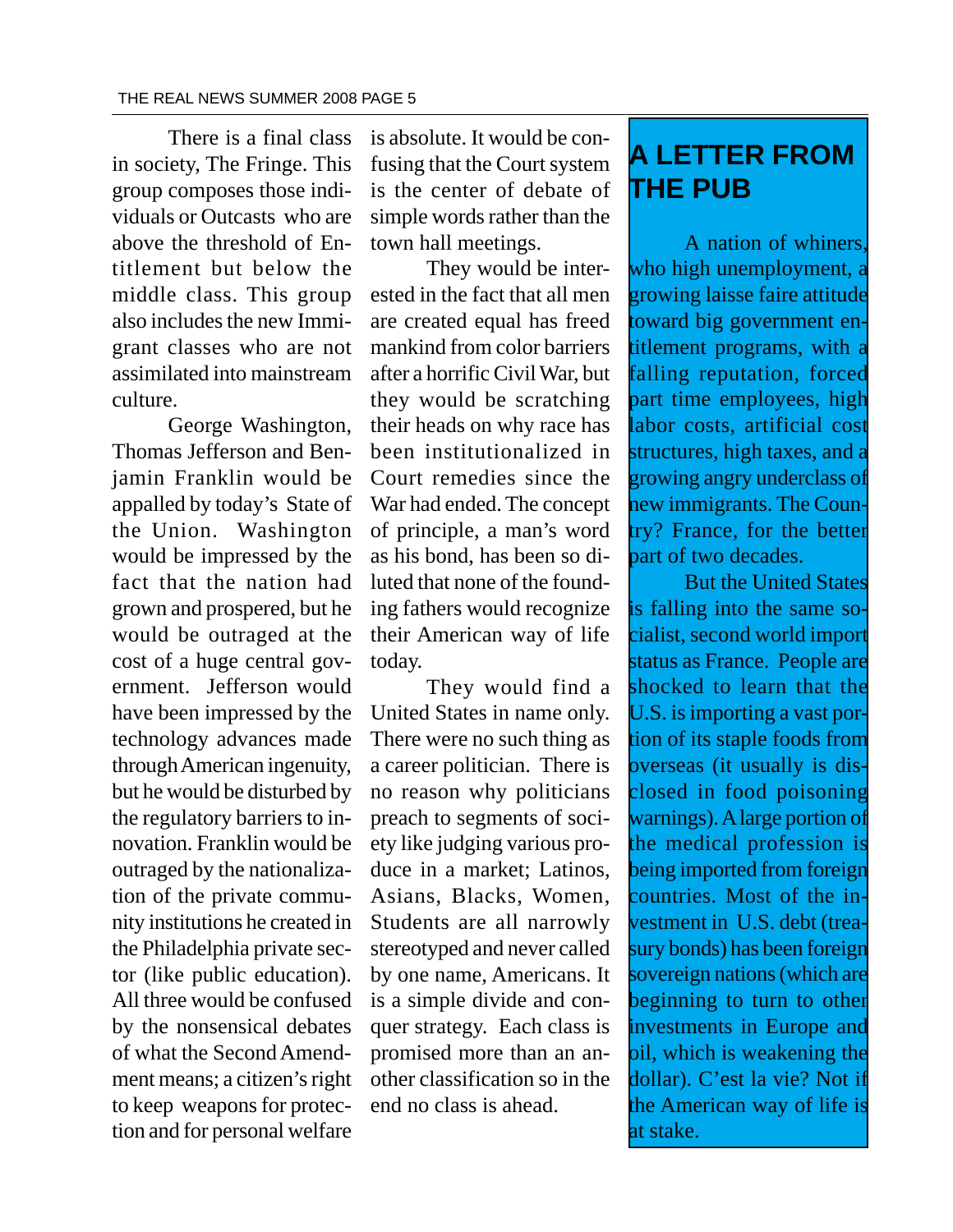There is a final class in society, The Fringe. This group composes those individuals or Outcasts who are above the threshold of Entitlement but below the middle class. This group also includes the new Immigrant classes who are not assimilated into mainstream culture.

George Washington, Thomas Jefferson and Benjamin Franklin would be appalled by today's State of the Union. Washington would be impressed by the fact that the nation had grown and prospered, but he would be outraged at the cost of a huge central government. Jefferson would have been impressed by the technology advances made through American ingenuity, but he would be disturbed by the regulatory barriers to innovation. Franklin would be outraged by the nationalization of the private community institutions he created in the Philadelphia private sector (like public education). All three would be confused by the nonsensical debates of what the Second Amendment means; a citizen's right to keep weapons for protection and for personal welfare is absolute. It would be confusing that the Court system is the center of debate of simple words rather than the town hall meetings.

They would be interested in the fact that all men are created equal has freed mankind from color barriers after a horrific Civil War, but they would be scratching their heads on why race has been institutionalized in Court remedies since the War had ended. The concept of principle, a man's word as his bond, has been so diluted that none of the founding fathers would recognize their American way of life today.

They would find a United States in name only. There were no such thing as a career politician. There is no reason why politicians preach to segments of society like judging various produce in a market; Latinos, Asians, Blacks, Women, Students are all narrowly stereotyped and never called by one name, Americans. It is a simple divide and conquer strategy. Each class is promised more than another classification so in the end no class is ahead.

## A LETTER FROM THE PUB

A nation of whiners, who high unemployment, a growing laisse faire attitude toward big government entitlement programs, with a falling reputation, forced part time employees, high labor costs, artificial cost structures, high taxes, and a growing angry underclass of new immigrants. The Country? France, for the better part of two decades.

But the United States is falling into the same socialist, second world import status as France. People are shocked to learn that the U.S. is importing a vast portion of its staple foods from overseas (it usually is disclosed in food poisoning warnings). A large portion of the medical profession is being imported from foreign countries. Most of the investment in U.S. debt (treasury bonds) has been foreign sovereign nations (which are beginning to turn to other investments in Europe and oil, which is weakening the dollar). C'est la vie? Not if the American way of life is at stake.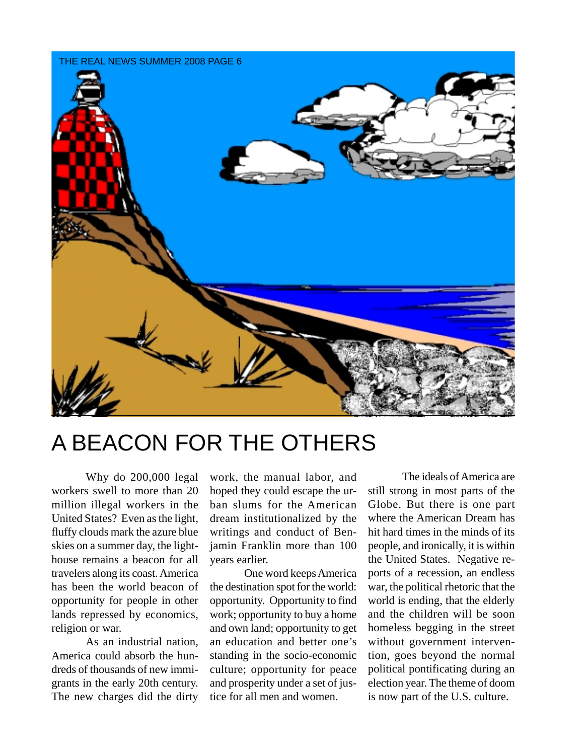# A BEACON FOR THE OTHERS

Why do 200,000 legal workers swell to more than 20 million illegal workers in the United States? Even as the light, fluffy clouds mark the azure blue skies on a summer day, the lighthouse remains a beacon for all travelers along its coast. America has been the world beacon of opportunity for people in other lands repressed by economics, religion or war.

As an industrial nation, America could absorb the hundreds of thousands of new immigrants in the early 20th century. The new charges did the dirty work, the manual labor, and hoped they could escape the urban slums for the American dream institutionalized by the writings and conduct of Benjamin Franklin more than 100 years earlier.

One word keeps America the destination spot for the world: opportunity. Opportunity to find work; opportunity to buy a home and own land; opportunity to get an education and better one's standing in the socio-economic culture; opportunity for peace and prosperity under a set of justice for all men and women.

The ideals of America are still strong in most parts of the Globe. But there is one part where the American Dream has hit hard times in the minds of its people, and ironically, it is within the United States. Negative reports of a recession, an endless war, the political rhetoric that the world is ending, that the elderly and the children will be soon homeless begging in the street without government intervention, goes beyond the normal political pontificating during an election year. The theme of doom is now part of the U.S. culture.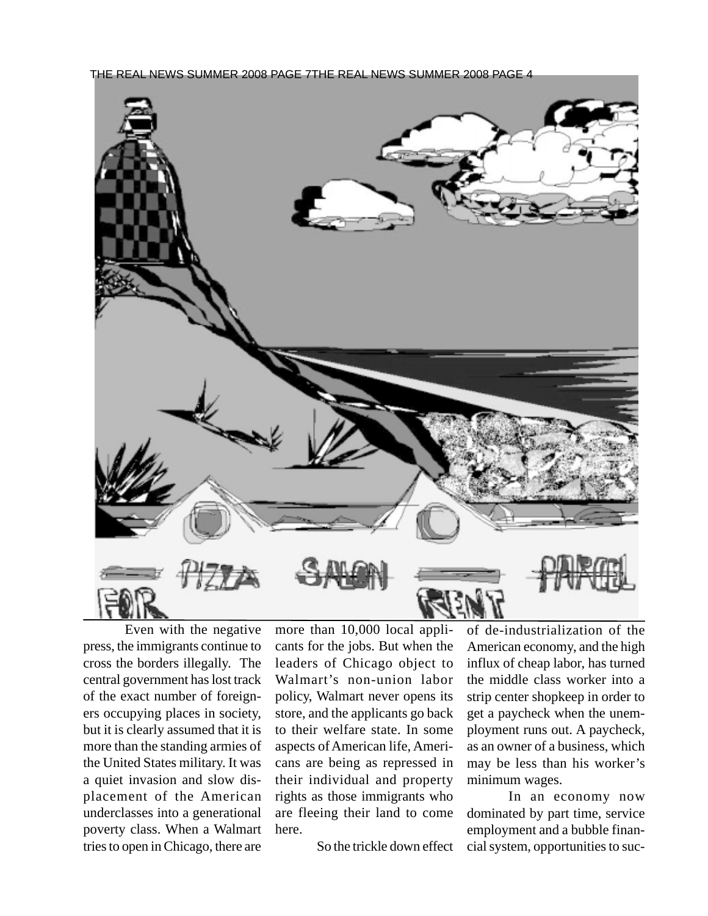Even with the negative press, the immigrants continue to cross the borders illegally. The central government has lost track of the exact number of foreigners occupying places in society, but it is clearly assumed that it is more than the standing armies of the United States military. It was a quiet invasion and slow displacement of the American underclasses into a generational poverty class. When a Walmart tries to open in Chicago, there are more than 10,000 local applicants for the jobs. But when the leaders of Chicago object to Walmart's non-union labor policy, Walmart never opens its store, and the applicants go back to their welfare state. In some aspects of American life, Americans are being as repressed in their individual and property rights as those immigrants who are fleeing their land to come here.

So the trickle down effect of de-industrialization of the American economy, and the high influx of cheap labor, has turned the middle class worker into a strip center shopkeep in order to get a paycheck when the unemployment runs out. A paycheck, as an owner of a business, which may be less than his worker's minimum wages.

In an economy now dominated by part time, service employment and a bubble financial system, opportunities to suc-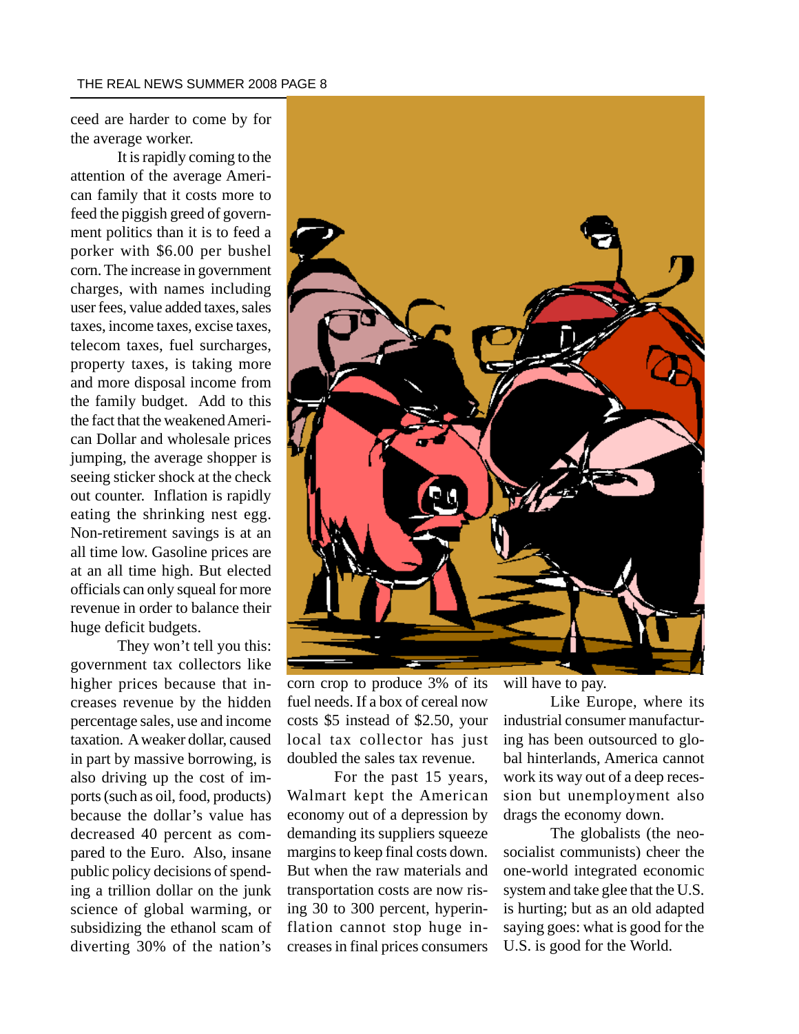ceed are harder to come by for the average worker.

It is rapidly coming to the attention of the average American family that it costs more to feed the piggish greed of government politics than it is to feed a porker with $6.00 per bushel corn. The increase in government charges, with names including user fees, value added taxes, sales taxes, income taxes, excise taxes, telecom taxes, fuel surcharges, property taxes, is taking more and more disposal income from the family budget. Add to this the fact that the weakened American Dollar and wholesale prices jumping, the average shopper is seeing sticker shock at the check out counter. Inflation is rapidly eating the shrinking nest egg. Non-retirement savings is at an all time low. Gasoline prices are at an all time high. But elected officials can only squeal for more revenue in order to balance their huge deficit budgets.

They won't tell you this: government tax collectors like higher prices because that increases revenue by the hidden percentage sales, use and income taxation. A weaker dollar, caused in part by massive borrowing, is also driving up the cost of imports (such as oil, food, products) because the dollar's value has decreased 40 percent as compared to the Euro. Also, insane public policy decisions of spending a trillion dollar on the junk science of global warming, or subsidizing the ethanol scam of diverting 30% of the nation's corn crop to produce 3% of its fuel needs. If a box of cereal now costs $5 instead of $2.50, your local tax collector has just doubled the sales tax revenue.

For the past 15 years, Walmart kept the American economy out of a depression by demanding its suppliers squeeze margins to keep final costs down. But when the raw materials and transportation costs are now rising 30 to 300 percent, hyperinflation cannot stop huge increases in final prices consumers will have to pay.

Like Europe, where its industrial consumer manufacturing has been outsourced to global hinterlands, America cannot work its way out of a deep recession but unemployment also drags the economy down.

The globalists (the neo-socialist communists) cheer the one-world integrated economic system and take glee that the U.S. is hurting; but as an old adapted saying goes: what is good for the U.S. is good for the World.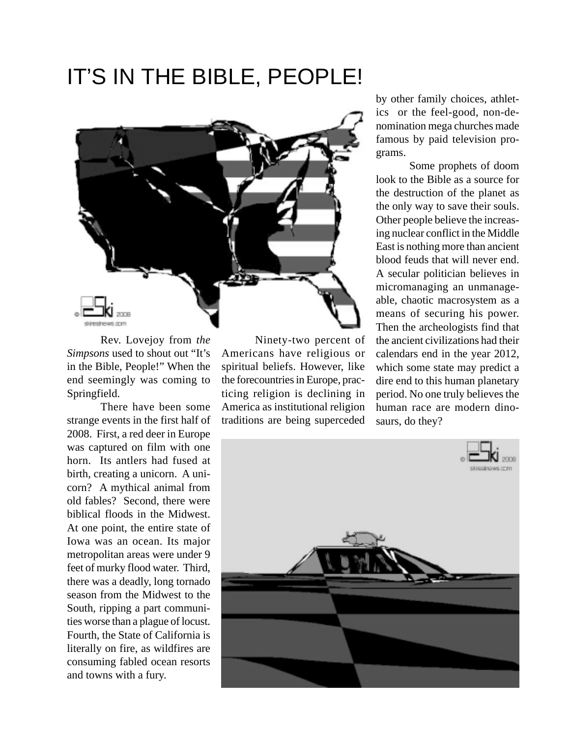# IT'S IN THE BIBLE, PEOPLE!

Rev. Lovejoy from *the Simpsons* used to shout out "It's in the Bible, People!" When the end seemingly was coming to Springfield.

There have been some strange events in the first half of 2008. First, a red deer in Europe was captured on film with one horn. Its antlers had fused at birth, creating a unicorn. A unicorn? A mythical animal from old fables? Second, there were biblical floods in the Midwest. At one point, the entire state of Iowa was an ocean. Its major metropolitan areas were under 9 feet of murky flood water. Third, there was a deadly, long tornado season from the Midwest to the South, ripping a part communities worse than a plague of locust. Fourth, the State of California is literally on fire, as wildfires are consuming fabled ocean resorts and towns with a fury.

Ninety-two percent of Americans have religious or spiritual beliefs. However, like the forecountries in Europe, practicing religion is declining in America as institutional religion traditions are being superceded by other family choices, athletics or the feel-good, non-denomination mega churches made famous by paid television programs.

Some prophets of doom look to the Bible as a source for the destruction of the planet as the only way to save their souls. Other people believe the increasing nuclear conflict in the Middle East is nothing more than ancient blood feuds that will never end. A secular politician believes in micromanaging an unmanageable, chaotic macrosystem as a means of securing his power. Then the archeologists find that the ancient civilizations had their calendars end in the year 2012, which some state may predict a dire end to this human planetary period. No one truly believes the human race are modern dinosaurs, do they?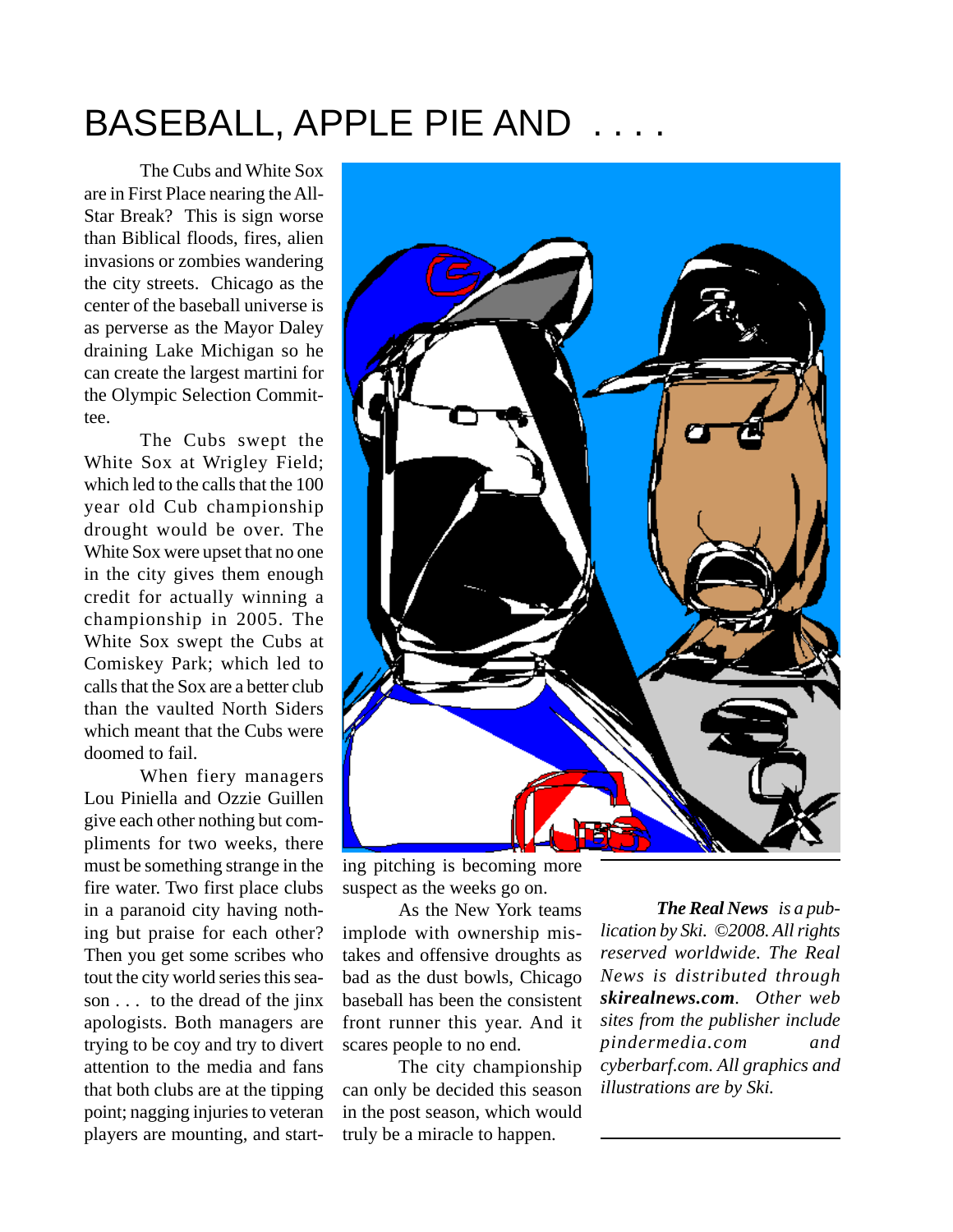# BASEBALL, APPLE PIE AND . . . .

The Cubs and White Sox are in First Place nearing the All-Star Break? This is sign worse than Biblical floods, fires, alien invasions or zombies wandering the city streets. Chicago as the center of the baseball universe is as perverse as the Mayor Daley draining Lake Michigan so he can create the largest martini for the Olympic Selection Committee.

The Cubs swept the White Sox at Wrigley Field; which led to the calls that the 100 year old Cub championship drought would be over. The White Sox were upset that no one in the city gives them enough credit for actually winning a championship in 2005. The White Sox swept the Cubs at Comiskey Park; which led to calls that the Sox are a better club than the vaulted North Siders which meant that the Cubs were doomed to fail.

When fiery managers Lou Piniella and Ozzie Guillen give each other nothing but compliments for two weeks, there must be something strange in the fire water. Two first place clubs in a paranoid city having nothing but praise for each other? Then you get some scribes who tout the city world series this season . . . to the dread of the jinx apologists. Both managers are trying to be coy and try to divert attention to the media and fans that both clubs are at the tipping point; nagging injuries to veteran players are mounting, and starting pitching is becoming more suspect as the weeks go on.

As the New York teams implode with ownership mistakes and offensive droughts as bad as the dust bowls, Chicago baseball has been the consistent front runner this year. And it scares people to no end.

The city championship can only be decided this season in the post season, which would truly be a miracle to happen.

*__The Real News__ is a publication by Ski. ©2008. All rights reserved worldwide. The Real News is distributed through __skirealnews.com__. Other web sites from the publisher include pindermedia.com and cyberbarf.com. All graphics and illustrations are by Ski.*